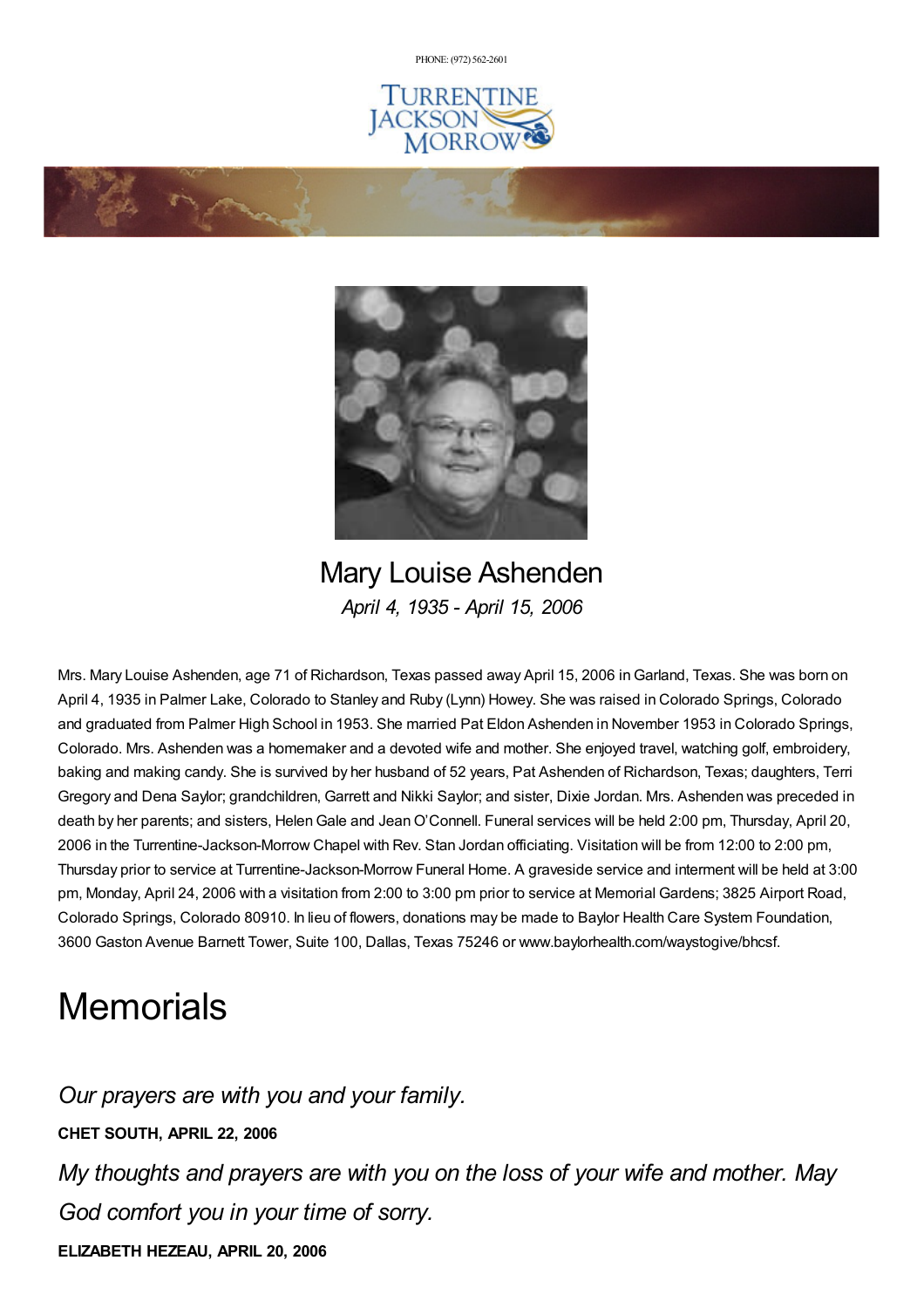PHONE: (972) 562-2601

TURRENTINE JACKSON MORROW

# Mary Louise Ashenden

*April 4, 1935 - April 15, 2006*

Mrs. Mary Louise Ashenden, age 71 of Richardson, Texas passed away April 15, 2006 in Garland, Texas. She was born on April 4, 1935 in Palmer Lake, Colorado to Stanley and Ruby (Lynn) Howey. She was raised in Colorado Springs, Colorado and graduated from Palmer High School in 1953. She married Pat Eldon Ashenden in November 1953 in Colorado Springs, Colorado. Mrs. Ashenden was a homemaker and a devoted wife and mother. She enjoyed travel, watching golf, embroidery, baking and making candy. She is survived by her husband of 52 years, Pat Ashenden of Richardson, Texas; daughters, Terri Gregory and Dena Saylor; grandchildren, Garrett and Nikki Saylor; and sister, Dixie Jordan. Mrs. Ashenden was preceded in death by her parents; and sisters, Helen Gale and Jean O'Connell. Funeral services will be held 2:00 pm, Thursday, April 20, 2006 in the Turrentine-Jackson-Morrow Chapel with Rev. Stan Jordan officiating. Visitation will be from 12:00 to 2:00 pm, Thursday prior to service at Turrentine-Jackson-Morrow Funeral Home. A graveside service and interment will be held at 3:00 pm, Monday, April 24, 2006 with a visitation from 2:00 to 3:00 pm prior to service at Memorial Gardens; 3825 Airport Road, Colorado Springs, Colorado 80910. In lieu of flowers, donations may be made to Baylor Health Care System Foundation, 3600 Gaston Avenue Barnett Tower, Suite 100, Dallas, Texas 75246 or www.baylorhealth.com/waystogive/bhcsf.

# Memorials

*Our prayers are with you and your family.*

**CHET SOUTH, APRIL 22, 2006**

*My thoughts and prayers are with you on the loss of your wife and mother. May God comfort you in your time of sorry.*

**ELIZABETH HEZEAU, APRIL 20, 2006**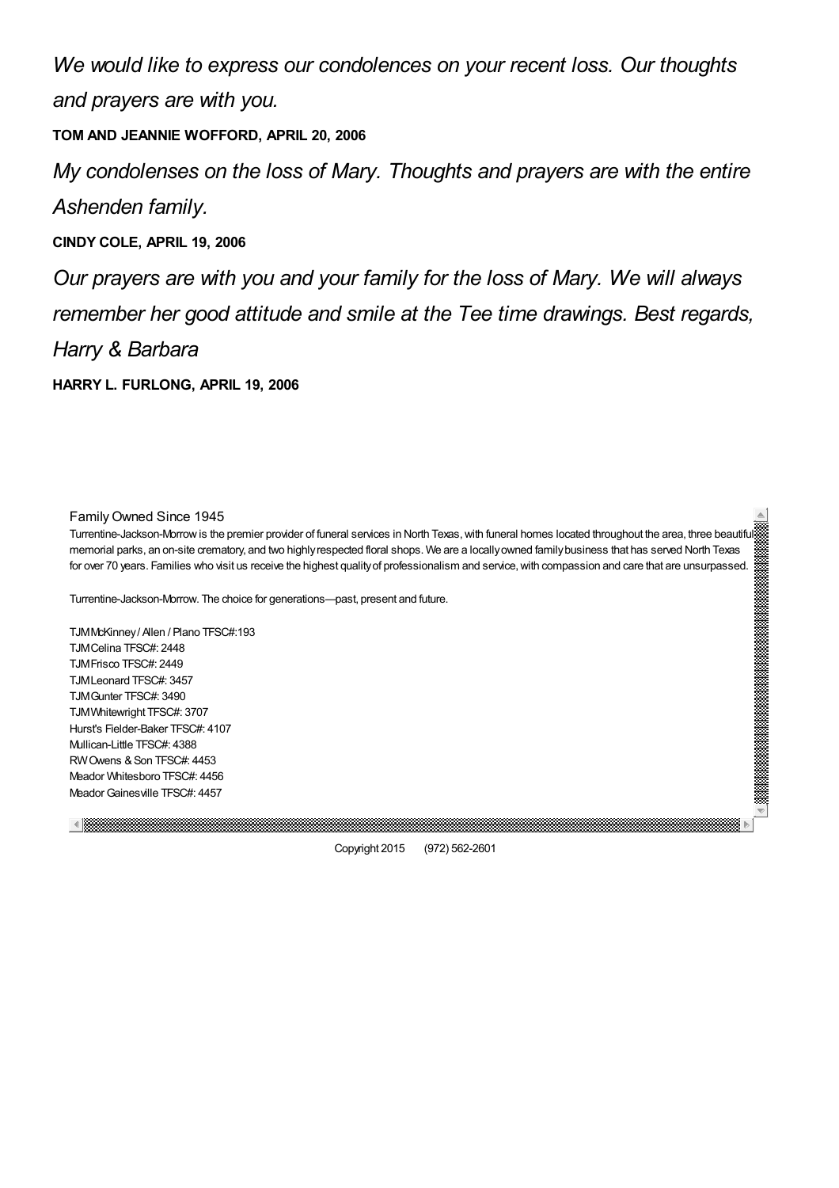*We would like to express our condolences on your recent loss. Our thoughts and prayers are with you.*

**TOM AND JEANNIE WOFFORD, APRIL 20, 2006**

*My condolenses on the loss of Mary. Thoughts and prayers are with the entire Ashenden family.*

**CINDY COLE, APRIL 19, 2006**

*Our prayers are with you and your family for the loss of Mary. We will always remember her good attitude and smile at the Tee time drawings. Best regards, Harry & Barbara*

**HARRY L. FURLONG, APRIL 19, 2006**

Family Owned Since 1945

Turrentine-Jackson-Morrow is the premier provider of funeral services in North Texas, with funeral homes located throughout the area, three beautiful memorial parks, an on-site crematory, and two highly respected floral shops. We are a locally owned family business that has served North Texas for over 70 years. Families who visit us receive the highest quality of professionalism and service, with compassion and care that are unsurpassed.

Turrentine-Jackson-Morrow. The choice for generations—past, present and future.

TJM McKinney / Allen / Plano TFSC#:193
TJM Celina TFSC#: 2448
TJM Frisco TFSC#: 2449
TJM Leonard TFSC#: 3457
TJM Gunter TFSC#: 3490
TJM Whitewright TFSC#: 3707
Hurst's Fielder-Baker TFSC#: 4107
Mullican-Little TFSC#: 4388
RW Owens & Son TFSC#: 4453
Meador Whitesboro TFSC#: 4456
Meador Gainesville TFSC#: 4457

Copyright 2015 (972) 562-2601